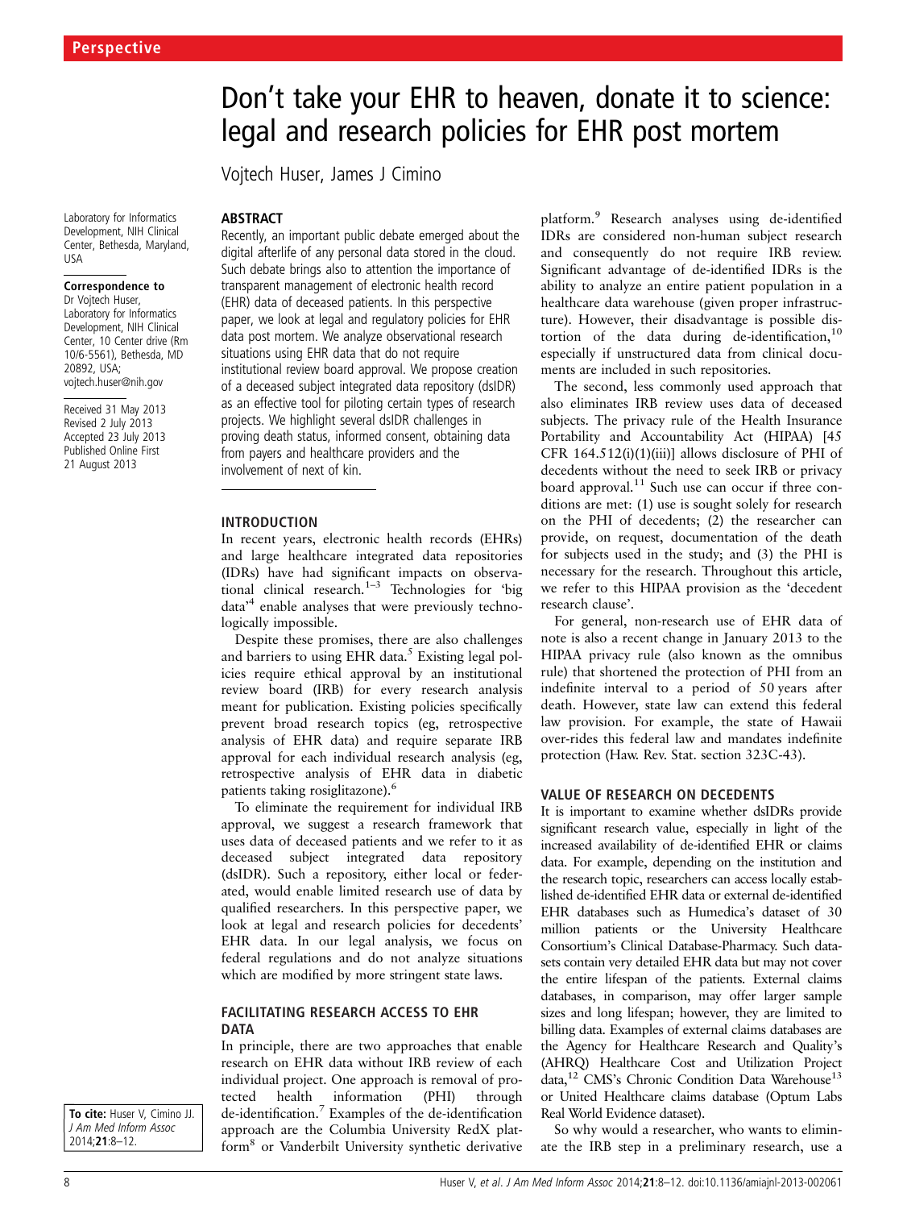Perspective

# Don't take your EHR to heaven, donate it to science: legal and research policies for EHR post mortem

Vojtech Huser, James J Cimino

Laboratory for Informatics Development, NIH Clinical Center, Bethesda, Maryland, USA

**Correspondence to**
Dr Vojtech Huser, Laboratory for Informatics Development, NIH Clinical Center, 10 Center drive (Rm 10/6-5561), Bethesda, MD 20892, USA; vojtech.huser@nih.gov

Received 31 May 2013
Revised 2 July 2013
Accepted 23 July 2013
Published Online First 21 August 2013

**To cite:** Huser V, Cimino JJ. *J Am Med Inform Assoc* 2014;**21**:8–12.

## ABSTRACT

Recently, an important public debate emerged about the digital afterlife of any personal data stored in the cloud. Such debate brings also to attention the importance of transparent management of electronic health record (EHR) data of deceased patients. In this perspective paper, we look at legal and regulatory policies for EHR data post mortem. We analyze observational research situations using EHR data that do not require institutional review board approval. We propose creation of a deceased subject integrated data repository (dsIDR) as an effective tool for piloting certain types of research projects. We highlight several dsIDR challenges in proving death status, informed consent, obtaining data from payers and healthcare providers and the involvement of next of kin.

## INTRODUCTION

In recent years, electronic health records (EHRs) and large healthcare integrated data repositories (IDRs) have had significant impacts on observational clinical research.[1–3] Technologies for 'big data'[4] enable analyses that were previously technologically impossible.

Despite these promises, there are also challenges and barriers to using EHR data.[5] Existing legal policies require ethical approval by an institutional review board (IRB) for every research analysis meant for publication. Existing policies specifically prevent broad research topics (eg, retrospective analysis of EHR data) and require separate IRB approval for each individual research analysis (eg, retrospective analysis of EHR data in diabetic patients taking rosiglitazone).[6]

To eliminate the requirement for individual IRB approval, we suggest a research framework that uses data of deceased patients and we refer to it as deceased subject integrated data repository (dsIDR). Such a repository, either local or federated, would enable limited research use of data by qualified researchers. In this perspective paper, we look at legal and research policies for decedents' EHR data. In our legal analysis, we focus on federal regulations and do not analyze situations which are modified by more stringent state laws.

## FACILITATING RESEARCH ACCESS TO EHR DATA

In principle, there are two approaches that enable research on EHR data without IRB review of each individual project. One approach is removal of protected health information (PHI) through de-identification.[7] Examples of the de-identification approach are the Columbia University RedX platform[8] or Vanderbilt University synthetic derivative platform.[9] Research analyses using de-identified IDRs are considered non-human subject research and consequently do not require IRB review. Significant advantage of de-identified IDRs is the ability to analyze an entire patient population in a healthcare data warehouse (given proper infrastructure). However, their disadvantage is possible distortion of the data during de-identification,[10] especially if unstructured data from clinical documents are included in such repositories.

The second, less commonly used approach that also eliminates IRB review uses data of deceased subjects. The privacy rule of the Health Insurance Portability and Accountability Act (HIPAA) [45 CFR 164.512(i)(1)(iii)] allows disclosure of PHI of decedents without the need to seek IRB or privacy board approval.[11] Such use can occur if three conditions are met: (1) use is sought solely for research on the PHI of decedents; (2) the researcher can provide, on request, documentation of the death for subjects used in the study; and (3) the PHI is necessary for the research. Throughout this article, we refer to this HIPAA provision as the 'decedent research clause'.

For general, non-research use of EHR data of note is also a recent change in January 2013 to the HIPAA privacy rule (also known as the omnibus rule) that shortened the protection of PHI from an indefinite interval to a period of 50 years after death. However, state law can extend this federal law provision. For example, the state of Hawaii over-rides this federal law and mandates indefinite protection (Haw. Rev. Stat. section 323C-43).

## VALUE OF RESEARCH ON DECEDENTS

It is important to examine whether dsIDRs provide significant research value, especially in light of the increased availability of de-identified EHR or claims data. For example, depending on the institution and the research topic, researchers can access locally established de-identified EHR data or external de-identified EHR databases such as Humedica's dataset of 30 million patients or the University Healthcare Consortium's Clinical Database-Pharmacy. Such datasets contain very detailed EHR data but may not cover the entire lifespan of the patients. External claims databases, in comparison, may offer larger sample sizes and long lifespan; however, they are limited to billing data. Examples of external claims databases are the Agency for Healthcare Research and Quality's (AHRQ) Healthcare Cost and Utilization Project data,[12] CMS's Chronic Condition Data Warehouse[13] or United Healthcare claims database (Optum Labs Real World Evidence dataset).

So why would a researcher, who wants to eliminate the IRB step in a preliminary research, use a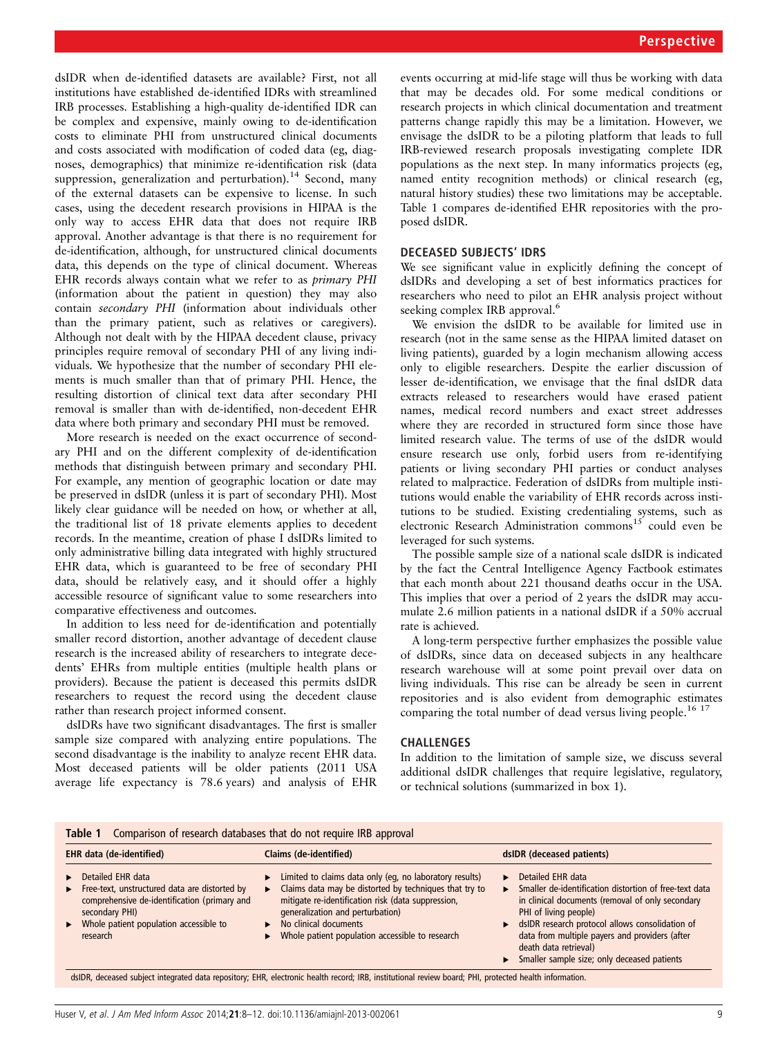dsIDR when de-identified datasets are available? First, not all institutions have established de-identified IDRs with streamlined IRB processes. Establishing a high-quality de-identified IDR can be complex and expensive, mainly owing to de-identification costs to eliminate PHI from unstructured clinical documents and costs associated with modification of coded data (eg, diagnoses, demographics) that minimize re-identification risk (data suppression, generalization and perturbation).[14] Second, many of the external datasets can be expensive to license. In such cases, using the decedent research provisions in HIPAA is the only way to access EHR data that does not require IRB approval. Another advantage is that there is no requirement for de-identification, although, for unstructured clinical documents data, this depends on the type of clinical document. Whereas EHR records always contain what we refer to as *primary PHI* (information about the patient in question) they may also contain *secondary PHI* (information about individuals other than the primary patient, such as relatives or caregivers). Although not dealt with by the HIPAA decedent clause, privacy principles require removal of secondary PHI of any living individuals. We hypothesize that the number of secondary PHI elements is much smaller than that of primary PHI. Hence, the resulting distortion of clinical text data after secondary PHI removal is smaller than with de-identified, non-decedent EHR data where both primary and secondary PHI must be removed.

More research is needed on the exact occurrence of secondary PHI and on the different complexity of de-identification methods that distinguish between primary and secondary PHI. For example, any mention of geographic location or date may be preserved in dsIDR (unless it is part of secondary PHI). Most likely clear guidance will be needed on how, or whether at all, the traditional list of 18 private elements applies to decedent records. In the meantime, creation of phase I dsIDRs limited to only administrative billing data integrated with highly structured EHR data, which is guaranteed to be free of secondary PHI data, should be relatively easy, and it should offer a highly accessible resource of significant value to some researchers into comparative effectiveness and outcomes.

In addition to less need for de-identification and potentially smaller record distortion, another advantage of decedent clause research is the increased ability of researchers to integrate decedents' EHRs from multiple entities (multiple health plans or providers). Because the patient is deceased this permits dsIDR researchers to request the record using the decedent clause rather than research project informed consent.

dsIDRs have two significant disadvantages. The first is smaller sample size compared with analyzing entire populations. The second disadvantage is the inability to analyze recent EHR data. Most deceased patients will be older patients (2011 USA average life expectancy is 78.6 years) and analysis of EHR events occurring at mid-life stage will thus be working with data that may be decades old. For some medical conditions or research projects in which clinical documentation and treatment patterns change rapidly this may be a limitation. However, we envisage the dsIDR to be a piloting platform that leads to full IRB-reviewed research proposals investigating complete IDR populations as the next step. In many informatics projects (eg, named entity recognition methods) or clinical research (eg, natural history studies) these two limitations may be acceptable. Table 1 compares de-identified EHR repositories with the proposed dsIDR.

## DECEASED SUBJECTS' IDRS

We see significant value in explicitly defining the concept of dsIDRs and developing a set of best informatics practices for researchers who need to pilot an EHR analysis project without seeking complex IRB approval.[6]

We envision the dsIDR to be available for limited use in research (not in the same sense as the HIPAA limited dataset on living patients), guarded by a login mechanism allowing access only to eligible researchers. Despite the earlier discussion of lesser de-identification, we envisage that the final dsIDR data extracts released to researchers would have erased patient names, medical record numbers and exact street addresses where they are recorded in structured form since those have limited research value. The terms of use of the dsIDR would ensure research use only, forbid users from re-identifying patients or living secondary PHI parties or conduct analyses related to malpractice. Federation of dsIDRs from multiple institutions would enable the variability of EHR records across institutions to be studied. Existing credentialing systems, such as electronic Research Administration commons[15] could even be leveraged for such systems.

The possible sample size of a national scale dsIDR is indicated by the fact the Central Intelligence Agency Factbook estimates that each month about 221 thousand deaths occur in the USA. This implies that over a period of 2 years the dsIDR may accumulate 2.6 million patients in a national dsIDR if a 50% accrual rate is achieved.

A long-term perspective further emphasizes the possible value of dsIDRs, since data on deceased subjects in any healthcare research warehouse will at some point prevail over data on living individuals. This rise can be already be seen in current repositories and is also evident from demographic estimates comparing the total number of dead versus living people.[16 17]

## CHALLENGES

In addition to the limitation of sample size, we discuss several additional dsIDR challenges that require legislative, regulatory, or technical solutions (summarized in box 1).

**Table 1** Comparison of research databases that do not require IRB approval

| EHR data (de-identified) | Claims (de-identified) | dsIDR (deceased patients) |
|---|---|---|
| ▸ Detailed EHR data<br>▸ Free-text, unstructured data are distorted by comprehensive de-identification (primary and secondary PHI)<br>▸ Whole patient population accessible to research | ▸ Limited to claims data only (eg, no laboratory results)<br>▸ Claims data may be distorted by techniques that try to mitigate re-identification risk (data suppression, generalization and perturbation)<br>▸ No clinical documents<br>▸ Whole patient population accessible to research | ▸ Detailed EHR data<br>▸ Smaller de-identification distortion of free-text data in clinical documents (removal of only secondary PHI of living people)<br>▸ dsIDR research protocol allows consolidation of data from multiple payers and providers (after death data retrieval)<br>▸ Smaller sample size; only deceased patients |

dsIDR, deceased subject integrated data repository; EHR, electronic health record; IRB, institutional review board; PHI, protected health information.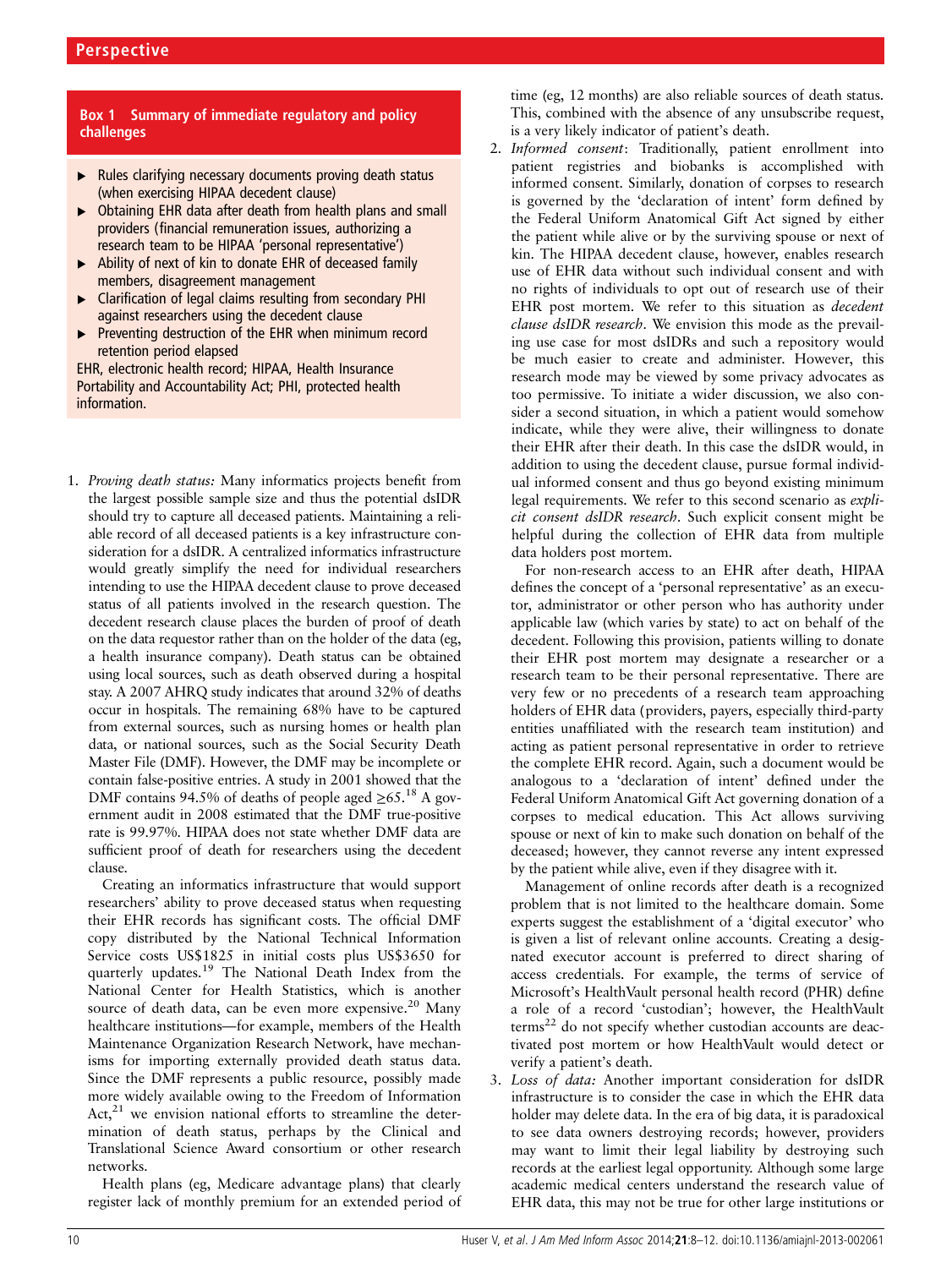**Box 1 Summary of immediate regulatory and policy challenges**

- Rules clarifying necessary documents proving death status (when exercising HIPAA decedent clause)
- Obtaining EHR data after death from health plans and small providers (financial remuneration issues, authorizing a research team to be HIPAA 'personal representative')
- Ability of next of kin to donate EHR of deceased family members, disagreement management
- Clarification of legal claims resulting from secondary PHI against researchers using the decedent clause
- Preventing destruction of the EHR when minimum record retention period elapsed

EHR, electronic health record; HIPAA, Health Insurance Portability and Accountability Act; PHI, protected health information.

1. *Proving death status:* Many informatics projects benefit from the largest possible sample size and thus the potential dsIDR should try to capture all deceased patients. Maintaining a reliable record of all deceased patients is a key infrastructure consideration for a dsIDR. A centralized informatics infrastructure would greatly simplify the need for individual researchers intending to use the HIPAA decedent clause to prove deceased status of all patients involved in the research question. The decedent research clause places the burden of proof of death on the data requestor rather than on the holder of the data (eg, a health insurance company). Death status can be obtained using local sources, such as death observed during a hospital stay. A 2007 AHRQ study indicates that around 32% of deaths occur in hospitals. The remaining 68% have to be captured from external sources, such as nursing homes or health plan data, or national sources, such as the Social Security Death Master File (DMF). However, the DMF may be incomplete or contain false-positive entries. A study in 2001 showed that the DMF contains 94.5% of deaths of people aged ≥65.[18] A government audit in 2008 estimated that the DMF true-positive rate is 99.97%. HIPAA does not state whether DMF data are sufficient proof of death for researchers using the decedent clause.

   Creating an informatics infrastructure that would support researchers' ability to prove deceased status when requesting their EHR records has significant costs. The official DMF copy distributed by the National Technical Information Service costs US$1825 in initial costs plus US$3650 for quarterly updates.[19] The National Death Index from the National Center for Health Statistics, which is another source of death data, can be even more expensive.[20] Many healthcare institutions—for example, members of the Health Maintenance Organization Research Network, have mechanisms for importing externally provided death status data. Since the DMF represents a public resource, possibly made more widely available owing to the Freedom of Information Act,[21] we envision national efforts to streamline the determination of death status, perhaps by the Clinical and Translational Science Award consortium or other research networks.

   Health plans (eg, Medicare advantage plans) that clearly register lack of monthly premium for an extended period of time (eg, 12 months) are also reliable sources of death status. This, combined with the absence of any unsubscribe request, is a very likely indicator of patient's death.

2. *Informed consent*: Traditionally, patient enrollment into patient registries and biobanks is accomplished with informed consent. Similarly, donation of corpses to research is governed by the 'declaration of intent' form defined by the Federal Uniform Anatomical Gift Act signed by either the patient while alive or by the surviving spouse or next of kin. The HIPAA decedent clause, however, enables research use of EHR data without such individual consent and with no rights of individuals to opt out of research use of their EHR post mortem. We refer to this situation as *decedent clause dsIDR research*. We envision this mode as the prevailing use case for most dsIDRs and such a repository would be much easier to create and administer. However, this research mode may be viewed by some privacy advocates as too permissive. To initiate a wider discussion, we also consider a second situation, in which a patient would somehow indicate, while they were alive, their willingness to donate their EHR after their death. In this case the dsIDR would, in addition to using the decedent clause, pursue formal individual informed consent and thus go beyond existing minimum legal requirements. We refer to this second scenario as *explicit consent dsIDR research*. Such explicit consent might be helpful during the collection of EHR data from multiple data holders post mortem.

   For non-research access to an EHR after death, HIPAA defines the concept of a 'personal representative' as an executor, administrator or other person who has authority under applicable law (which varies by state) to act on behalf of the decedent. Following this provision, patients willing to donate their EHR post mortem may designate a researcher or a research team to be their personal representative. There are very few or no precedents of a research team approaching holders of EHR data (providers, payers, especially third-party entities unaffiliated with the research team institution) and acting as patient personal representative in order to retrieve the complete EHR record. Again, such a document would be analogous to a 'declaration of intent' defined under the Federal Uniform Anatomical Gift Act governing donation of a corpses to medical education. This Act allows surviving spouse or next of kin to make such donation on behalf of the deceased; however, they cannot reverse any intent expressed by the patient while alive, even if they disagree with it.

   Management of online records after death is a recognized problem that is not limited to the healthcare domain. Some experts suggest the establishment of a 'digital executor' who is given a list of relevant online accounts. Creating a designated executor account is preferred to direct sharing of access credentials. For example, the terms of service of Microsoft's HealthVault personal health record (PHR) define a role of a record 'custodian'; however, the HealthVault terms[22] do not specify whether custodian accounts are deactivated post mortem or how HealthVault would detect or verify a patient's death.

3. *Loss of data:* Another important consideration for dsIDR infrastructure is to consider the case in which the EHR data holder may delete data. In the era of big data, it is paradoxical to see data owners destroying records; however, providers may want to limit their legal liability by destroying such records at the earliest legal opportunity. Although some large academic medical centers understand the research value of EHR data, this may not be true for other large institutions or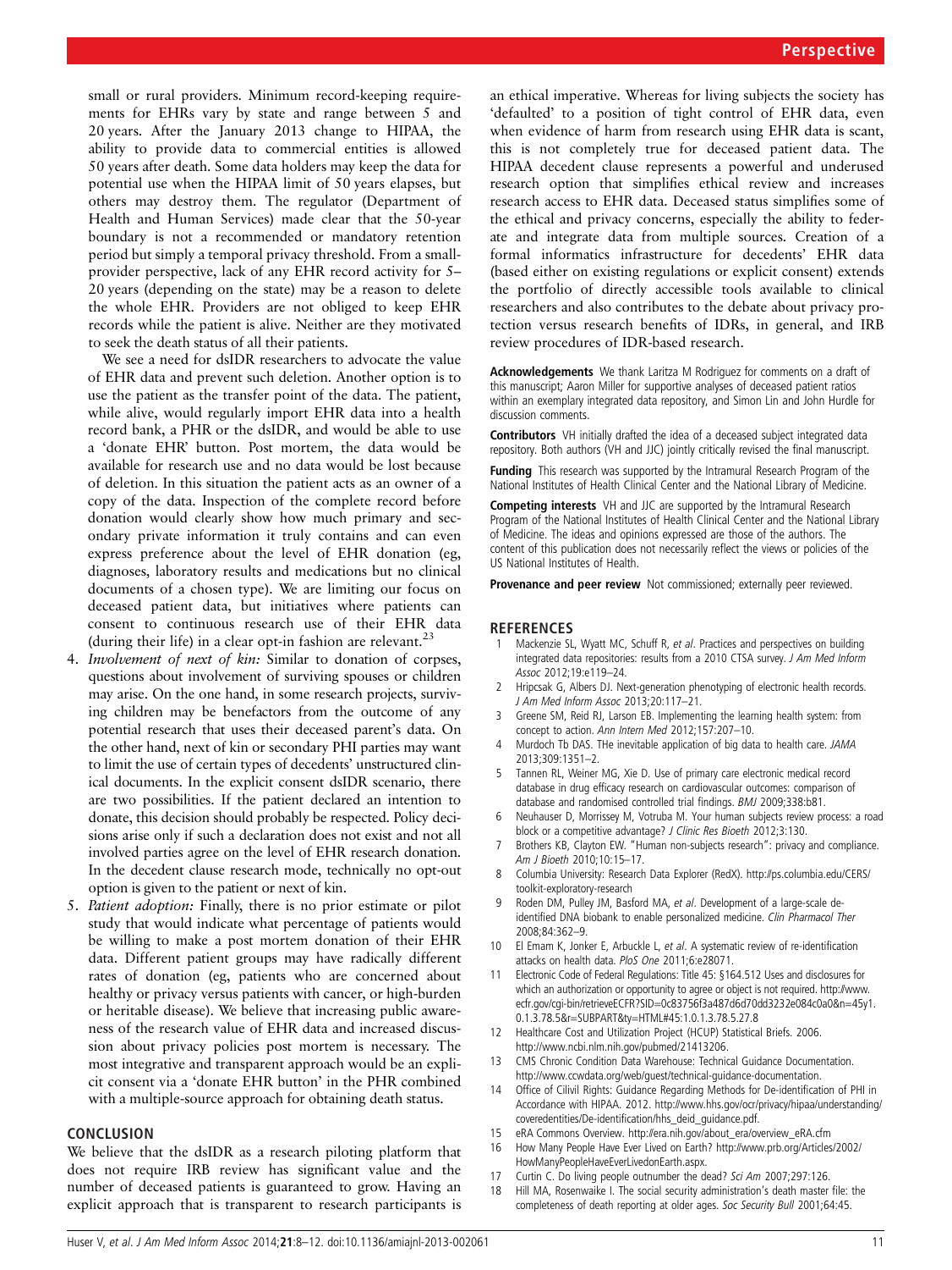small or rural providers. Minimum record-keeping requirements for EHRs vary by state and range between 5 and 20 years. After the January 2013 change to HIPAA, the ability to provide data to commercial entities is allowed 50 years after death. Some data holders may keep the data for potential use when the HIPAA limit of 50 years elapses, but others may destroy them. The regulator (Department of Health and Human Services) made clear that the 50-year boundary is not a recommended or mandatory retention period but simply a temporal privacy threshold. From a small-provider perspective, lack of any EHR record activity for 5–20 years (depending on the state) may be a reason to delete the whole EHR. Providers are not obliged to keep EHR records while the patient is alive. Neither are they motivated to seek the death status of all their patients.

We see a need for dsIDR researchers to advocate the value of EHR data and prevent such deletion. Another option is to use the patient as the transfer point of the data. The patient, while alive, would regularly import EHR data into a health record bank, a PHR or the dsIDR, and would be able to use a 'donate EHR' button. Post mortem, the data would be available for research use and no data would be lost because of deletion. In this situation the patient acts as an owner of a copy of the data. Inspection of the complete record before donation would clearly show how much primary and secondary private information it truly contains and can even express preference about the level of EHR donation (eg, diagnoses, laboratory results and medications but no clinical documents of a chosen type). We are limiting our focus on deceased patient data, but initiatives where patients can consent to continuous research use of their EHR data (during their life) in a clear opt-in fashion are relevant.[23]

4. *Involvement of next of kin:* Similar to donation of corpses, questions about involvement of surviving spouses or children may arise. On the one hand, in some research projects, surviving children may be benefactors from the outcome of any potential research that uses their deceased parent's data. On the other hand, next of kin or secondary PHI parties may want to limit the use of certain types of decedents' unstructured clinical documents. In the explicit consent dsIDR scenario, there are two possibilities. If the patient declared an intention to donate, this decision should probably be respected. Policy decisions arise only if such a declaration does not exist and not all involved parties agree on the level of EHR research donation. In the decedent clause research mode, technically no opt-out option is given to the patient or next of kin.
5. *Patient adoption:* Finally, there is no prior estimate or pilot study that would indicate what percentage of patients would be willing to make a post mortem donation of their EHR data. Different patient groups may have radically different rates of donation (eg, patients who are concerned about healthy or privacy versus patients with cancer, or high-burden or heritable disease). We believe that increasing public awareness of the research value of EHR data and increased discussion about privacy policies post mortem is necessary. The most integrative and transparent approach would be an explicit consent via a 'donate EHR button' in the PHR combined with a multiple-source approach for obtaining death status.

## CONCLUSION

We believe that the dsIDR as a research piloting platform that does not require IRB review has significant value and the number of deceased patients is guaranteed to grow. Having an explicit approach that is transparent to research participants is an ethical imperative. Whereas for living subjects the society has 'defaulted' to a position of tight control of EHR data, even when evidence of harm from research using EHR data is scant, this is not completely true for deceased patient data. The HIPAA decedent clause represents a powerful and underused research option that simplifies ethical review and increases research access to EHR data. Deceased status simplifies some of the ethical and privacy concerns, especially the ability to federate and integrate data from multiple sources. Creation of a formal informatics infrastructure for decedents' EHR data (based either on existing regulations or explicit consent) extends the portfolio of directly accessible tools available to clinical researchers and also contributes to the debate about privacy protection versus research benefits of IDRs, in general, and IRB review procedures of IDR-based research.

**Acknowledgements** We thank Laritza M Rodriguez for comments on a draft of this manuscript; Aaron Miller for supportive analyses of deceased patient ratios within an exemplary integrated data repository, and Simon Lin and John Hurdle for discussion comments.

**Contributors** VH initially drafted the idea of a deceased subject integrated data repository. Both authors (VH and JJC) jointly critically revised the final manuscript.

**Funding** This research was supported by the Intramural Research Program of the National Institutes of Health Clinical Center and the National Library of Medicine.

**Competing interests** VH and JJC are supported by the Intramural Research Program of the National Institutes of Health Clinical Center and the National Library of Medicine. The ideas and opinions expressed are those of the authors. The content of this publication does not necessarily reflect the views or policies of the US National Institutes of Health.

**Provenance and peer review** Not commissioned; externally peer reviewed.

## REFERENCES

1. Mackenzie SL, Wyatt MC, Schuff R, *et al*. Practices and perspectives on building integrated data repositories: results from a 2010 CTSA survey. *J Am Med Inform Assoc* 2012;19:e119–24.
2. Hripcsak G, Albers DJ. Next-generation phenotyping of electronic health records. *J Am Med Inform Assoc* 2013;20:117–21.
3. Greene SM, Reid RJ, Larson EB. Implementing the learning health system: from concept to action. *Ann Intern Med* 2012;157:207–10.
4. Murdoch Tb DAS. THe inevitable application of big data to health care. *JAMA* 2013;309:1351–2.
5. Tannen RL, Weiner MG, Xie D. Use of primary care electronic medical record database in drug efficacy research on cardiovascular outcomes: comparison of database and randomised controlled trial findings. *BMJ* 2009;338:b81.
6. Neuhauser D, Morrissey M, Votruba M. Your human subjects review process: a road block or a competitive advantage? *J Clinic Res Bioeth* 2012;3:130.
7. Brothers KB, Clayton EW. "Human non-subjects research": privacy and compliance. *Am J Bioeth* 2010;10:15–17.
8. Columbia University: Research Data Explorer (RedX). http://ps.columbia.edu/CERS/toolkit-exploratory-research
9. Roden DM, Pulley JM, Basford MA, *et al*. Development of a large-scale de-identified DNA biobank to enable personalized medicine. *Clin Pharmacol Ther* 2008;84:362–9.
10. El Emam K, Jonker E, Arbuckle L, *et al*. A systematic review of re-identification attacks on health data. *PloS One* 2011;6:e28071.
11. Electronic Code of Federal Regulations: Title 45: §164.512 Uses and disclosures for which an authorization or opportunity to agree or object is not required. http://www.ecfr.gov/cgi-bin/retrieveECFR?SID=0c83756f3a487d6d70dd3232e084c0a0&n=45y1.0.1.3.78.5&r=SUBPART&ty=HTML#45:1.0.1.3.78.5.27.8
12. Healthcare Cost and Utilization Project (HCUP) Statistical Briefs. 2006. http://www.ncbi.nlm.nih.gov/pubmed/21413206.
13. CMS Chronic Condition Data Warehouse: Technical Guidance Documentation. http://www.ccwdata.org/web/guest/technical-guidance-documentation.
14. Office of Cilivil Rights: Guidance Regarding Methods for De-identification of PHI in Accordance with HIPAA. 2012. http://www.hhs.gov/ocr/privacy/hipaa/understanding/coveredentities/De-identification/hhs_deid_guidance.pdf.
15. eRA Commons Overview. http://era.nih.gov/about_era/overview_eRA.cfm
16. How Many People Have Ever Lived on Earth? http://www.prb.org/Articles/2002/HowManyPeopleHaveEverLivedonEarth.aspx.
17. Curtin C. Do living people outnumber the dead? *Sci Am* 2007;297:126.
18. Hill MA, Rosenwaike I. The social security administration's death master file: the completeness of death reporting at older ages. *Soc Security Bull* 2001;64:45.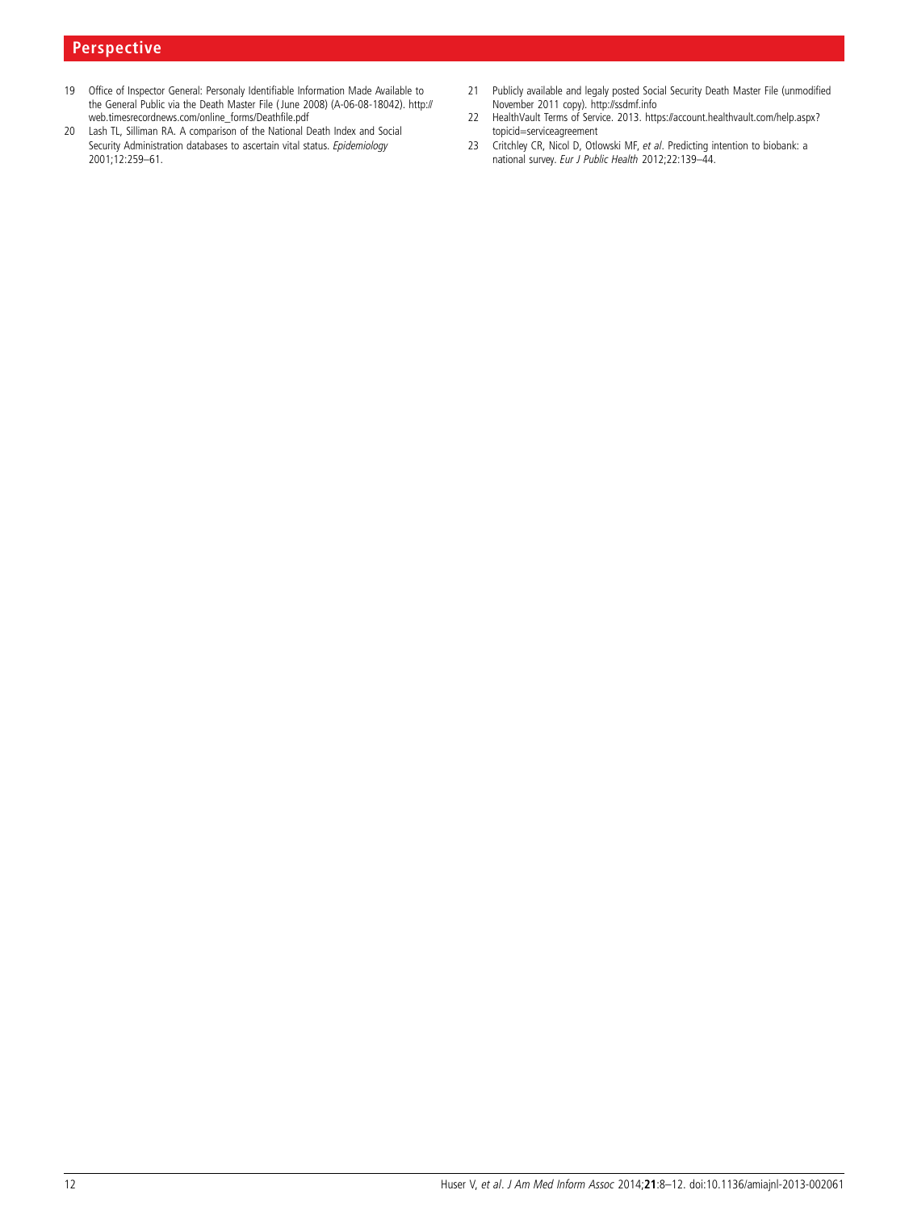19 Office of Inspector General: Personaly Identifiable Information Made Available to the General Public via the Death Master File (June 2008) (A-06-08-18042). http://web.timesrecordnews.com/online_forms/Deathfile.pdf

20 Lash TL, Silliman RA. A comparison of the National Death Index and Social Security Administration databases to ascertain vital status. *Epidemiology* 2001;12:259–61.

21 Publicly available and legaly posted Social Security Death Master File (unmodified November 2011 copy). http://ssdmf.info

22 HealthVault Terms of Service. 2013. https://account.healthvault.com/help.aspx?topicid=serviceagreement

23 Critchley CR, Nicol D, Otlowski MF, *et al*. Predicting intention to biobank: a national survey. *Eur J Public Health* 2012;22:139–44.